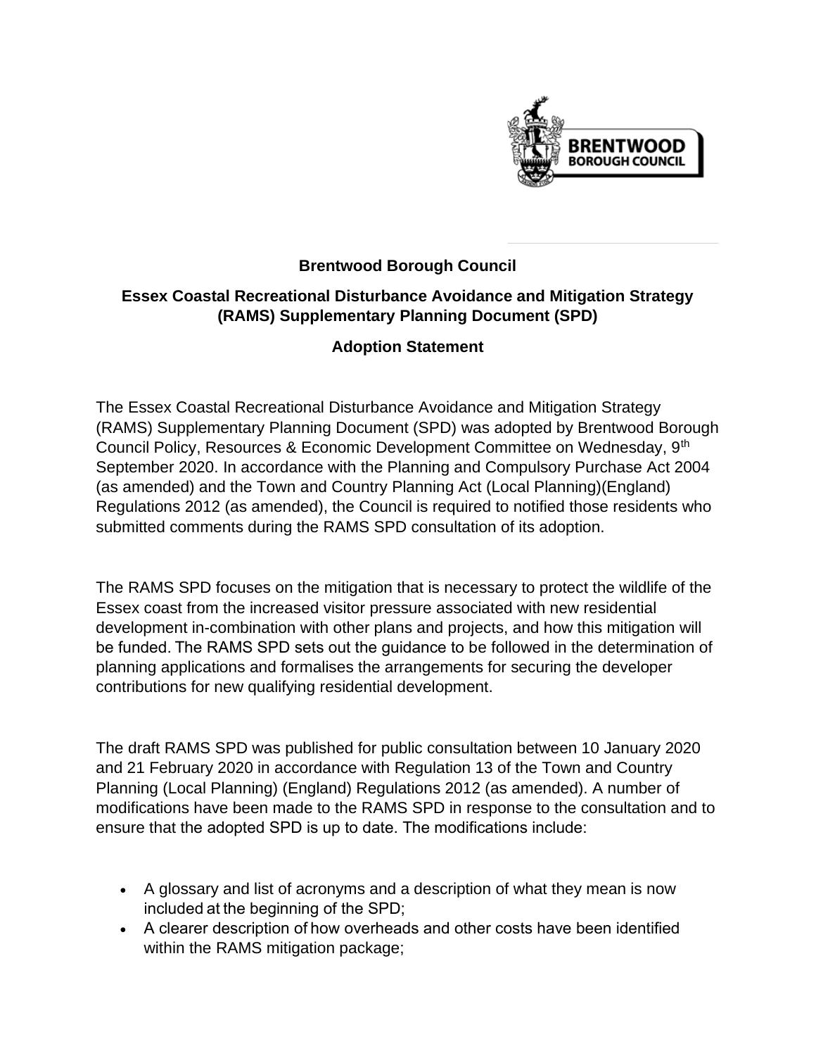**Brentwood Borough Council**

**Essex Coastal Recreational Disturbance Avoidance and Mitigation Strategy (RAMS) Supplementary Planning Document (SPD)**

**Adoption Statement**

The Essex Coastal Recreational Disturbance Avoidance and Mitigation Strategy (RAMS) Supplementary Planning Document (SPD) was adopted by Brentwood Borough Council Policy, Resources & Economic Development Committee on Wednesday, 9th September 2020. In accordance with the Planning and Compulsory Purchase Act 2004 (as amended) and the Town and Country Planning Act (Local Planning)(England) Regulations 2012 (as amended), the Council is required to notified those residents who submitted comments during the RAMS SPD consultation of its adoption.

The RAMS SPD focuses on the mitigation that is necessary to protect the wildlife of the Essex coast from the increased visitor pressure associated with new residential development in-combination with other plans and projects, and how this mitigation will be funded. The RAMS SPD sets out the guidance to be followed in the determination of planning applications and formalises the arrangements for securing the developer contributions for new qualifying residential development.

The draft RAMS SPD was published for public consultation between 10 January 2020 and 21 February 2020 in accordance with Regulation 13 of the Town and Country Planning (Local Planning) (England) Regulations 2012 (as amended). A number of modifications have been made to the RAMS SPD in response to the consultation and to ensure that the adopted SPD is up to date. The modifications include:

- A glossary and list of acronyms and a description of what they mean is now included at the beginning of the SPD;
- A clearer description of how overheads and other costs have been identified within the RAMS mitigation package;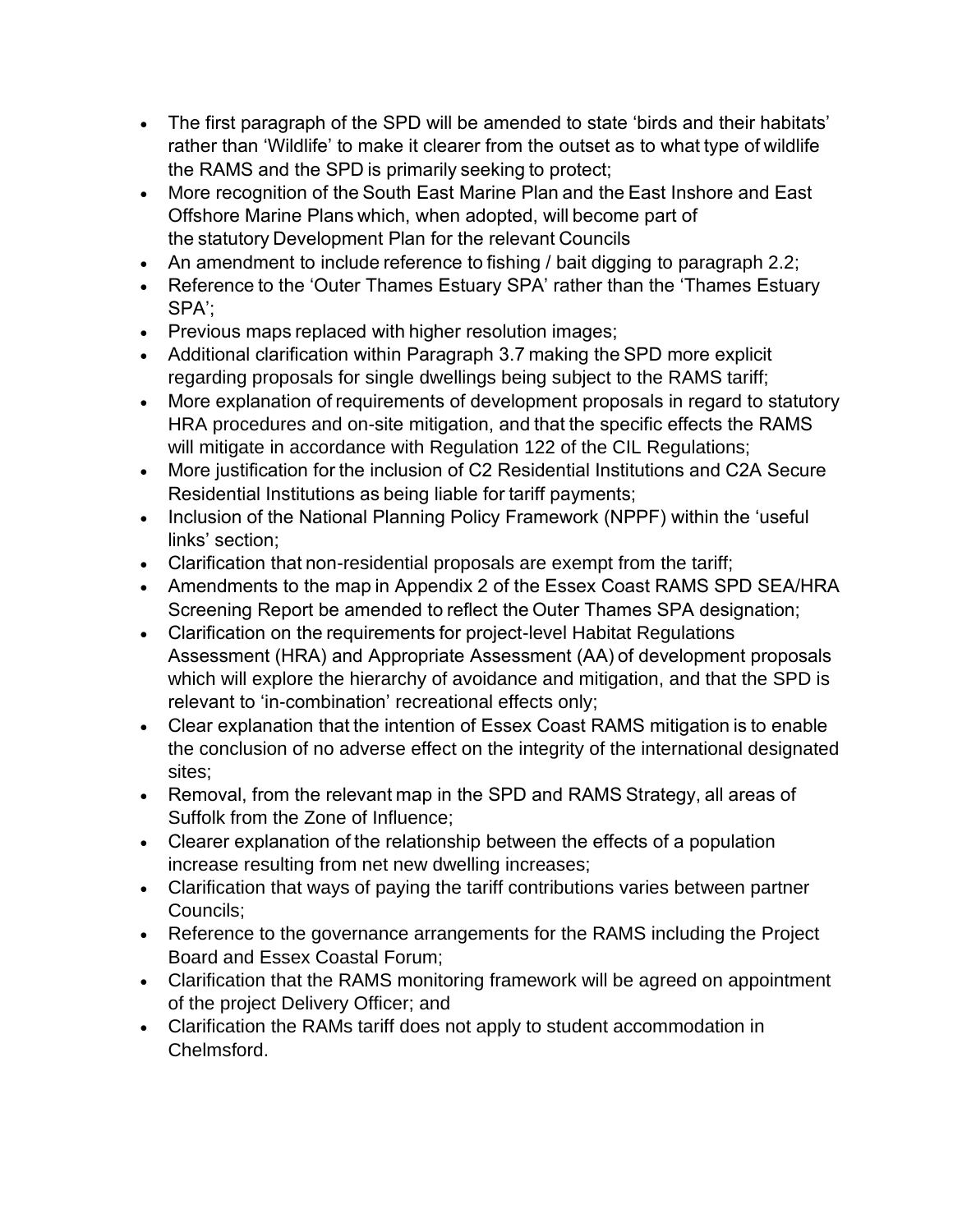- The first paragraph of the SPD will be amended to state 'birds and their habitats' rather than 'Wildlife' to make it clearer from the outset as to what type of wildlife the RAMS and the SPD is primarily seeking to protect;
- More recognition of the South East Marine Plan and the East Inshore and East Offshore Marine Plans which, when adopted, will become part of the statutory Development Plan for the relevant Councils
- An amendment to include reference to fishing / bait digging to paragraph 2.2;
- Reference to the 'Outer Thames Estuary SPA' rather than the 'Thames Estuary SPA';
- Previous maps replaced with higher resolution images;
- Additional clarification within Paragraph 3.7 making the SPD more explicit regarding proposals for single dwellings being subject to the RAMS tariff;
- More explanation of requirements of development proposals in regard to statutory HRA procedures and on-site mitigation, and that the specific effects the RAMS will mitigate in accordance with Regulation 122 of the CIL Regulations;
- More justification for the inclusion of C2 Residential Institutions and C2A Secure Residential Institutions as being liable for tariff payments;
- Inclusion of the National Planning Policy Framework (NPPF) within the 'useful links' section;
- Clarification that non-residential proposals are exempt from the tariff;
- Amendments to the map in Appendix 2 of the Essex Coast RAMS SPD SEA/HRA Screening Report be amended to reflect the Outer Thames SPA designation;
- Clarification on the requirements for project-level Habitat Regulations Assessment (HRA) and Appropriate Assessment (AA) of development proposals which will explore the hierarchy of avoidance and mitigation, and that the SPD is relevant to 'in-combination' recreational effects only;
- Clear explanation that the intention of Essex Coast RAMS mitigation is to enable the conclusion of no adverse effect on the integrity of the international designated sites;
- Removal, from the relevant map in the SPD and RAMS Strategy, all areas of Suffolk from the Zone of Influence;
- Clearer explanation of the relationship between the effects of a population increase resulting from net new dwelling increases;
- Clarification that ways of paying the tariff contributions varies between partner Councils;
- Reference to the governance arrangements for the RAMS including the Project Board and Essex Coastal Forum;
- Clarification that the RAMS monitoring framework will be agreed on appointment of the project Delivery Officer; and
- Clarification the RAMs tariff does not apply to student accommodation in Chelmsford.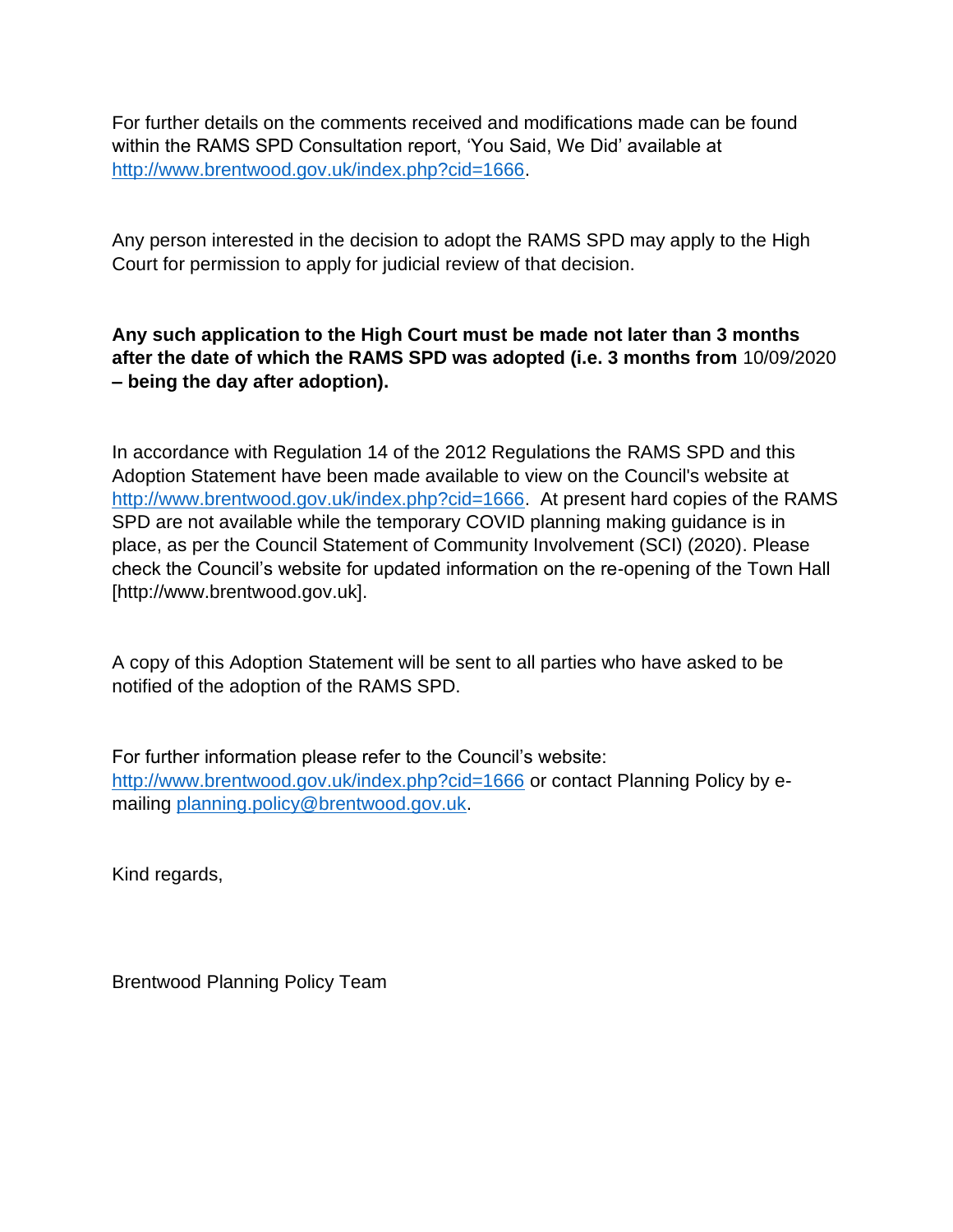For further details on the comments received and modifications made can be found within the RAMS SPD Consultation report, 'You Said, We Did' available at http://www.brentwood.gov.uk/index.php?cid=1666.

Any person interested in the decision to adopt the RAMS SPD may apply to the High Court for permission to apply for judicial review of that decision.

**Any such application to the High Court must be made not later than 3 months after the date of which the RAMS SPD was adopted (i.e. 3 months from** 10/09/2020 **– being the day after adoption).**

In accordance with Regulation 14 of the 2012 Regulations the RAMS SPD and this Adoption Statement have been made available to view on the Council's website at http://www.brentwood.gov.uk/index.php?cid=1666. At present hard copies of the RAMS SPD are not available while the temporary COVID planning making guidance is in place, as per the Council Statement of Community Involvement (SCI) (2020). Please check the Council's website for updated information on the re-opening of the Town Hall [http://www.brentwood.gov.uk].

A copy of this Adoption Statement will be sent to all parties who have asked to be notified of the adoption of the RAMS SPD.

For further information please refer to the Council's website: http://www.brentwood.gov.uk/index.php?cid=1666 or contact Planning Policy by e-mailing planning.policy@brentwood.gov.uk.

Kind regards,

Brentwood Planning Policy Team